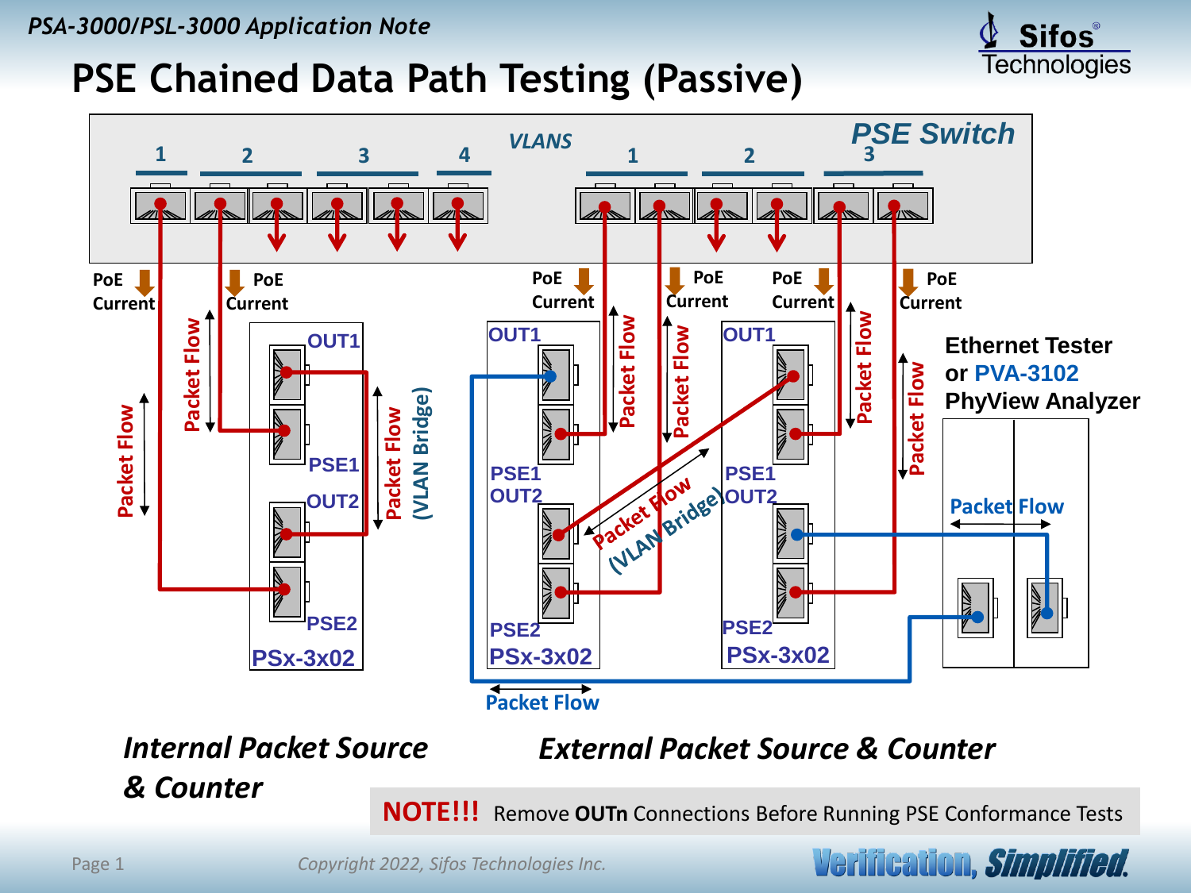PSA-3000/PSL-3000 Application Note

# PSE Chained Data Path Testing (Passive)

PSE Switch

VLANS 1 2 3 4 | VLANS 1 2 3

PoE Current

Packet Flow

OUT1, PSE1, OUT2, PSE2, PSx-3x02

Packet Flow (VLAN Bridge)

Ethernet Tester or PVA-3102 PhyView Analyzer

*Internal Packet Source & Counter*

*External Packet Source & Counter*

**NOTE!!!** Remove **OUTn** Connections Before Running PSE Conformance Tests

Copyright 2022, Sifos Technologies Inc.

Verification, Simplified.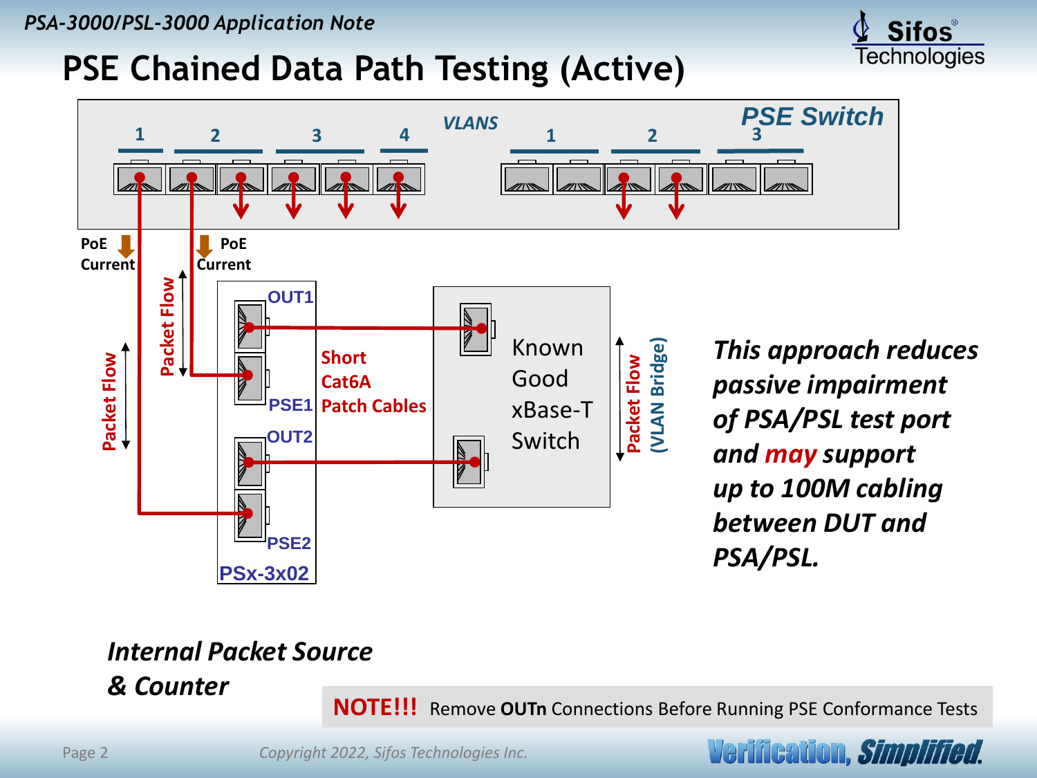# PSE Chained Data Path Testing (Active)

PSE Switch

VLANS 1 2 3 4 | VLANS 1 2 3

PoE Current

PoE Current

Packet Flow

Packet Flow

OUT1

PSE1

OUT2

PSE2

PSx-3x02

Short Cat6A Patch Cables

Known Good xBase-T Switch

Packet Flow (VLAN Bridge)

*This approach reduces passive impairment of PSA/PSL test port and **may** support up to 100M cabling between DUT and PSA/PSL.*

*Internal Packet Source & Counter*

**NOTE!!!** Remove **OUTn** Connections Before Running PSE Conformance Tests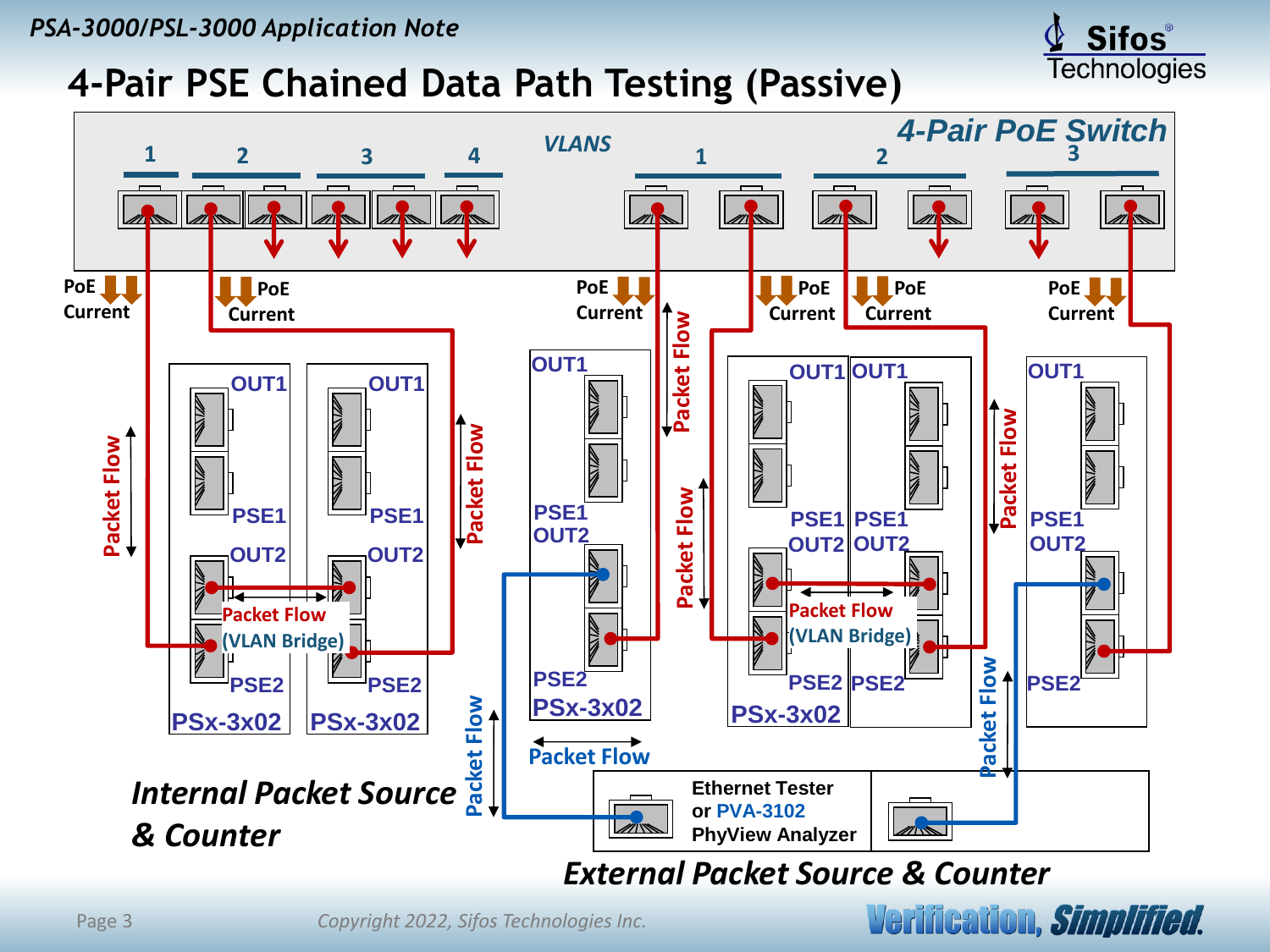# 4-Pair PSE Chained Data Path Testing (Passive)

4-Pair PoE Switch

VLANS

1 2 3 4

1 2 3

PoE Current

Packet Flow

OUT1

PSE1

OUT2

PSE2

Packet Flow (VLAN Bridge)

PSx-3x02

Internal Packet Source & Counter

Ethernet Tester or PVA-3102 PhyView Analyzer

External Packet Source & Counter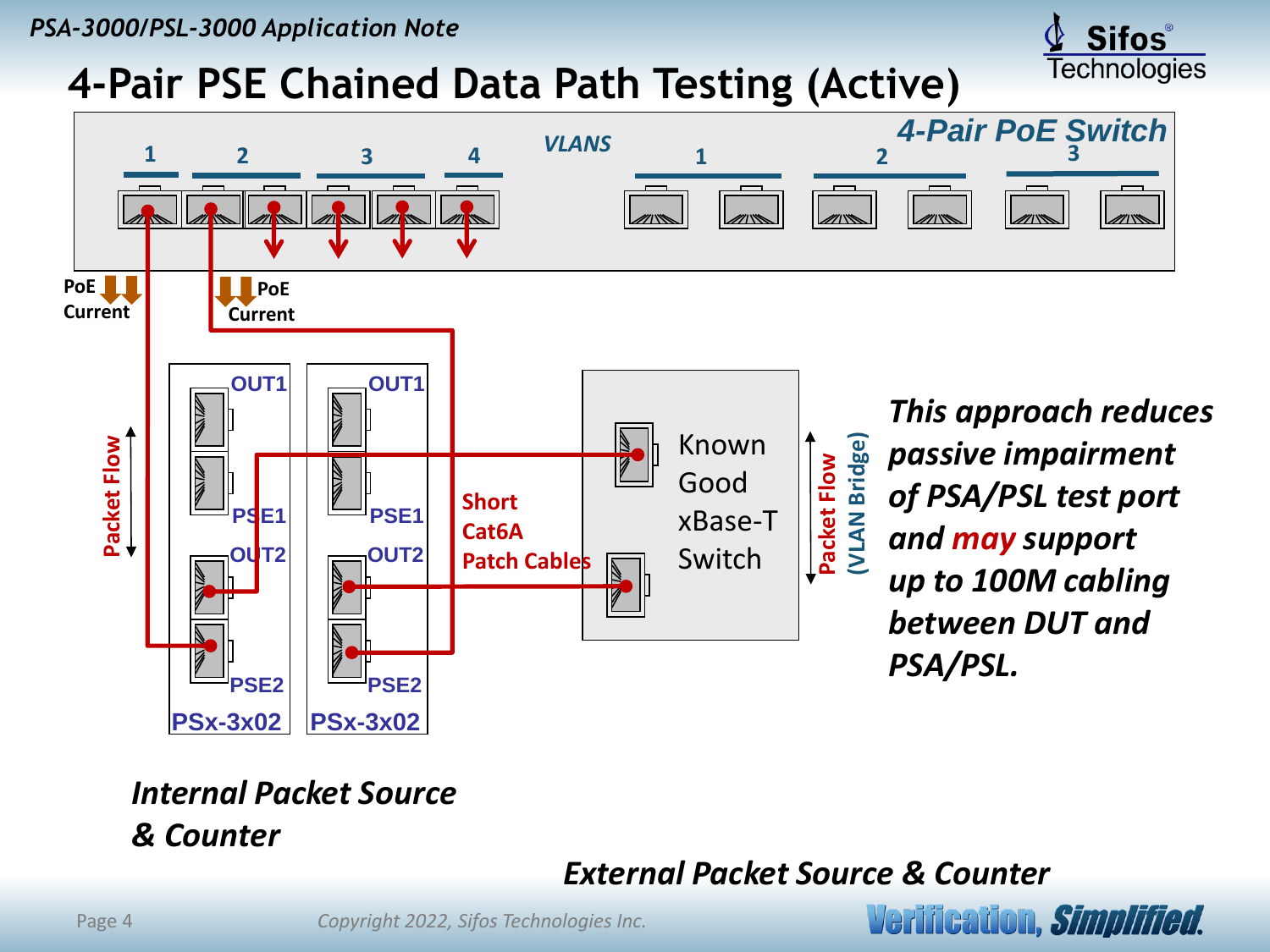# 4-Pair PSE Chained Data Path Testing (Active)

4-Pair PoE Switch

VLANS: 1, 2, 3, 4 | 1, 2, 3

PoE Current

PoE Current

Packet Flow

OUT1, PSE1, OUT2, PSE2 — PSx-3x02

OUT1, PSE1, OUT2, PSE2 — PSx-3x02

Short Cat6A Patch Cables

Known Good xBase-T Switch

Packet Flow (VLAN Bridge)

*This approach reduces passive impairment of PSA/PSL test port and may support up to 100M cabling between DUT and PSA/PSL.*

*Internal Packet Source & Counter*

*External Packet Source & Counter*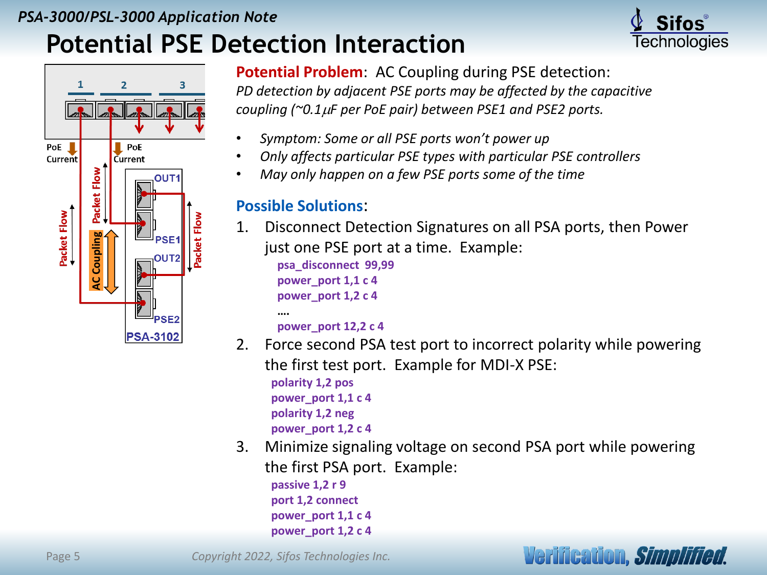# Potential PSE Detection Interaction

1 2 3

PoE Current

PoE Current

Packet Flow

Packet Flow

AC Coupling

Packet Flow

OUT1

PSE1

OUT2

PSE2

PSA-3102

**Potential Problem**: AC Coupling during PSE detection:
*PD detection by adjacent PSE ports may be affected by the capacitive coupling (~0.1$\mu$F per PoE pair) between PSE1 and PSE2 ports.*

- *Symptom: Some or all PSE ports won't power up*
- *Only affects particular PSE types with particular PSE controllers*
- *May only happen on a few PSE ports some of the time*

**Possible Solutions**:

1. Disconnect Detection Signatures on all PSA ports, then Power just one PSE port at a time. Example:

```
psa_disconnect  99,99
power_port 1,1 c 4
power_port 1,2 c 4
….
power_port 12,2 c 4
```

2. Force second PSA test port to incorrect polarity while powering the first test port. Example for MDI-X PSE:

```
polarity 1,2 pos
power_port 1,1 c 4
polarity 1,2 neg
power_port 1,2 c 4
```

3. Minimize signaling voltage on second PSA port while powering the first PSA port. Example:

```
passive 1,2 r 9
port 1,2 connect
power_port 1,1 c 4
power_port 1,2 c 4
```